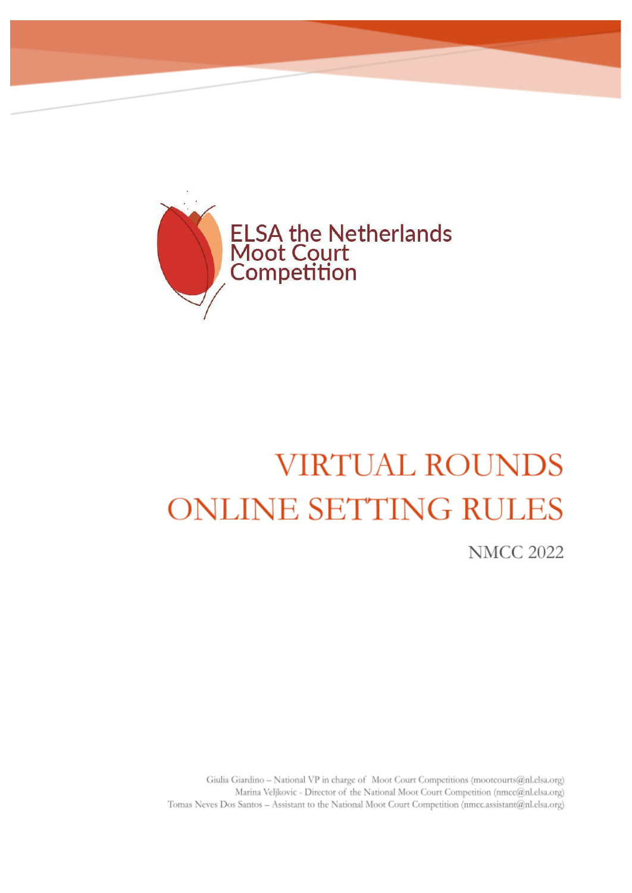ELSA the Netherlands
Moot Court
Competition

# VIRTUAL ROUNDS ONLINE SETTING RULES

NMCC 2022

Giulia Giardino – National VP in charge of Moot Court Competitions (mootcourts@nl.elsa.org)
Marina Veljkovic - Director of the National Moot Court Competition (nmcc@nl.elsa.org)
Tomas Neves Dos Santos – Assistant to the National Moot Court Competition (nmcc.assistant@nl.elsa.org)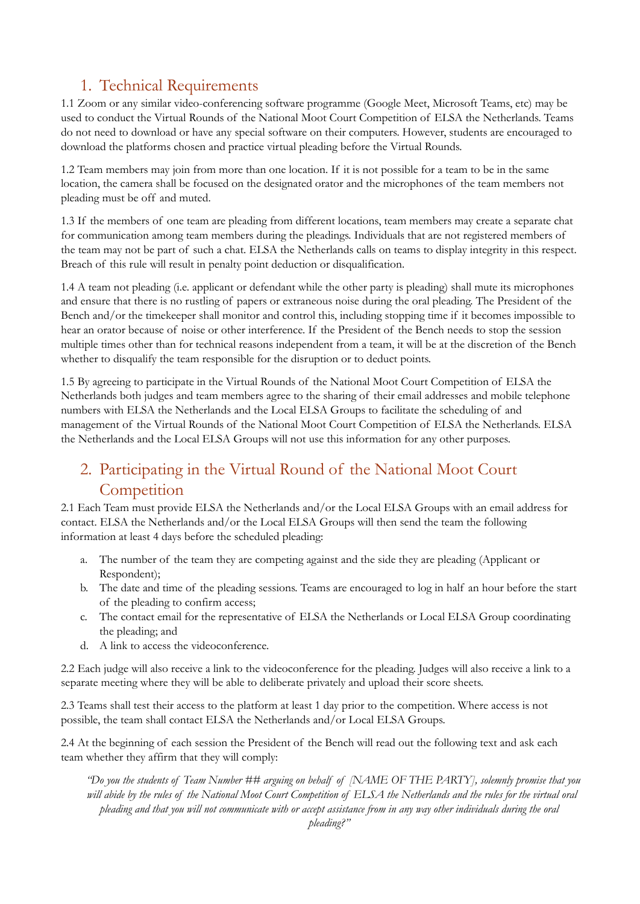## 1. Technical Requirements

1.1 Zoom or any similar video-conferencing software programme (Google Meet, Microsoft Teams, etc) may be used to conduct the Virtual Rounds of the National Moot Court Competition of ELSA the Netherlands. Teams do not need to download or have any special software on their computers. However, students are encouraged to download the platforms chosen and practice virtual pleading before the Virtual Rounds.

1.2 Team members may join from more than one location. If it is not possible for a team to be in the same location, the camera shall be focused on the designated orator and the microphones of the team members not pleading must be off and muted.

1.3 If the members of one team are pleading from different locations, team members may create a separate chat for communication among team members during the pleadings. Individuals that are not registered members of the team may not be part of such a chat. ELSA the Netherlands calls on teams to display integrity in this respect. Breach of this rule will result in penalty point deduction or disqualification.

1.4 A team not pleading (i.e. applicant or defendant while the other party is pleading) shall mute its microphones and ensure that there is no rustling of papers or extraneous noise during the oral pleading. The President of the Bench and/or the timekeeper shall monitor and control this, including stopping time if it becomes impossible to hear an orator because of noise or other interference. If the President of the Bench needs to stop the session multiple times other than for technical reasons independent from a team, it will be at the discretion of the Bench whether to disqualify the team responsible for the disruption or to deduct points.

1.5 By agreeing to participate in the Virtual Rounds of the National Moot Court Competition of ELSA the Netherlands both judges and team members agree to the sharing of their email addresses and mobile telephone numbers with ELSA the Netherlands and the Local ELSA Groups to facilitate the scheduling of and management of the Virtual Rounds of the National Moot Court Competition of ELSA the Netherlands. ELSA the Netherlands and the Local ELSA Groups will not use this information for any other purposes.

## 2. Participating in the Virtual Round of the National Moot Court Competition

2.1 Each Team must provide ELSA the Netherlands and/or the Local ELSA Groups with an email address for contact. ELSA the Netherlands and/or the Local ELSA Groups will then send the team the following information at least 4 days before the scheduled pleading:

a. The number of the team they are competing against and the side they are pleading (Applicant or Respondent);
b. The date and time of the pleading sessions. Teams are encouraged to log in half an hour before the start of the pleading to confirm access;
c. The contact email for the representative of ELSA the Netherlands or Local ELSA Group coordinating the pleading; and
d. A link to access the videoconference.

2.2 Each judge will also receive a link to the videoconference for the pleading. Judges will also receive a link to a separate meeting where they will be able to deliberate privately and upload their score sheets.

2.3 Teams shall test their access to the platform at least 1 day prior to the competition. Where access is not possible, the team shall contact ELSA the Netherlands and/or Local ELSA Groups.

2.4 At the beginning of each session the President of the Bench will read out the following text and ask each team whether they affirm that they will comply:

*"Do you the students of Team Number ## arguing on behalf of [NAME OF THE PARTY], solemnly promise that you will abide by the rules of the National Moot Court Competition of ELSA the Netherlands and the rules for the virtual oral pleading and that you will not communicate with or accept assistance from in any way other individuals during the oral pleading?"*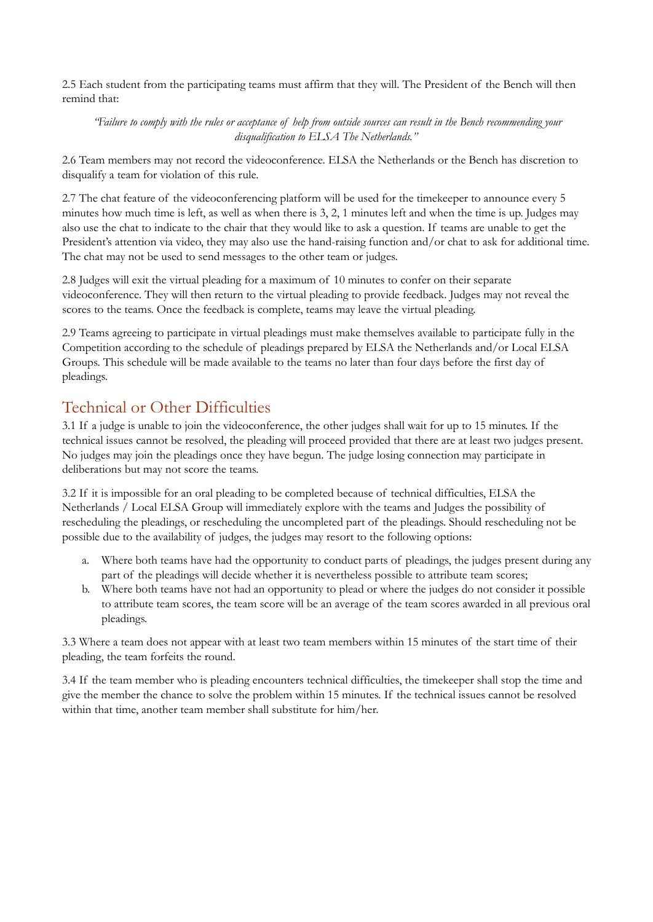2.5 Each student from the participating teams must affirm that they will. The President of the Bench will then remind that:

> *"Failure to comply with the rules or acceptance of help from outside sources can result in the Bench recommending your disqualification to ELSA The Netherlands."*

2.6 Team members may not record the videoconference. ELSA the Netherlands or the Bench has discretion to disqualify a team for violation of this rule.

2.7 The chat feature of the videoconferencing platform will be used for the timekeeper to announce every 5 minutes how much time is left, as well as when there is 3, 2, 1 minutes left and when the time is up. Judges may also use the chat to indicate to the chair that they would like to ask a question. If teams are unable to get the President's attention via video, they may also use the hand-raising function and/or chat to ask for additional time. The chat may not be used to send messages to the other team or judges.

2.8 Judges will exit the virtual pleading for a maximum of 10 minutes to confer on their separate videoconference. They will then return to the virtual pleading to provide feedback. Judges may not reveal the scores to the teams. Once the feedback is complete, teams may leave the virtual pleading.

2.9 Teams agreeing to participate in virtual pleadings must make themselves available to participate fully in the Competition according to the schedule of pleadings prepared by ELSA the Netherlands and/or Local ELSA Groups. This schedule will be made available to the teams no later than four days before the first day of pleadings.

## Technical or Other Difficulties

3.1 If a judge is unable to join the videoconference, the other judges shall wait for up to 15 minutes. If the technical issues cannot be resolved, the pleading will proceed provided that there are at least two judges present. No judges may join the pleadings once they have begun. The judge losing connection may participate in deliberations but may not score the teams.

3.2 If it is impossible for an oral pleading to be completed because of technical difficulties, ELSA the Netherlands / Local ELSA Group will immediately explore with the teams and Judges the possibility of rescheduling the pleadings, or rescheduling the uncompleted part of the pleadings. Should rescheduling not be possible due to the availability of judges, the judges may resort to the following options:

a. Where both teams have had the opportunity to conduct parts of pleadings, the judges present during any part of the pleadings will decide whether it is nevertheless possible to attribute team scores;
b. Where both teams have not had an opportunity to plead or where the judges do not consider it possible to attribute team scores, the team score will be an average of the team scores awarded in all previous oral pleadings.

3.3 Where a team does not appear with at least two team members within 15 minutes of the start time of their pleading, the team forfeits the round.

3.4 If the team member who is pleading encounters technical difficulties, the timekeeper shall stop the time and give the member the chance to solve the problem within 15 minutes. If the technical issues cannot be resolved within that time, another team member shall substitute for him/her.